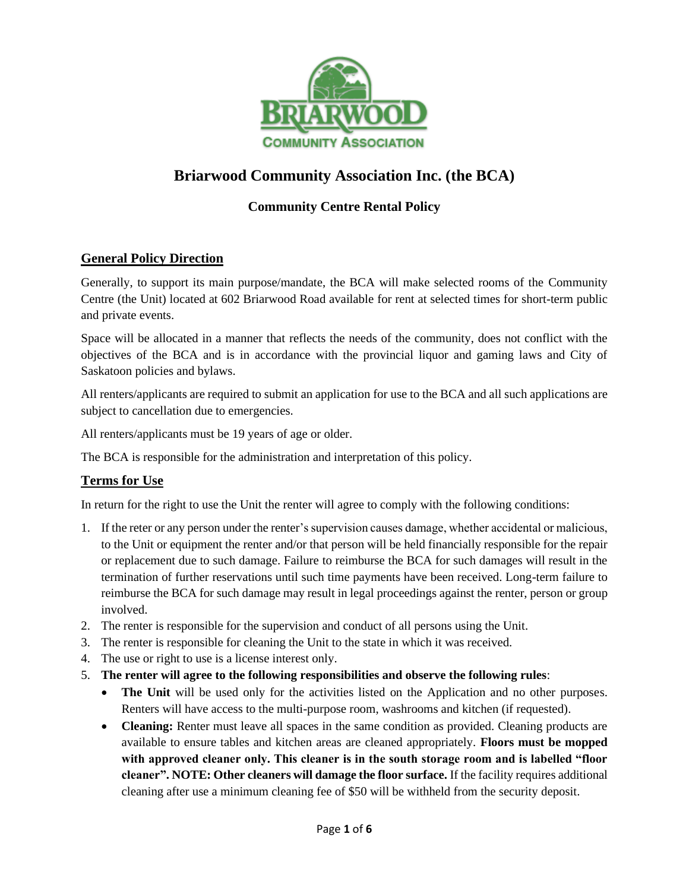# Briarwood Community Association Inc. (the BCA)

### Community Centre Rental Policy

## General Policy Direction

Generally, to support its main purpose/mandate, the BCA will make selected rooms of the Community Centre (the Unit) located at 602 Briarwood Road available for rent at selected times for short-term public and private events.

Space will be allocated in a manner that reflects the needs of the community, does not conflict with the objectives of the BCA and is in accordance with the provincial liquor and gaming laws and City of Saskatoon policies and bylaws.

All renters/applicants are required to submit an application for use to the BCA and all such applications are subject to cancellation due to emergencies.

All renters/applicants must be 19 years of age or older.

The BCA is responsible for the administration and interpretation of this policy.

## Terms for Use

In return for the right to use the Unit the renter will agree to comply with the following conditions:

1. If the reter or any person under the renter's supervision causes damage, whether accidental or malicious, to the Unit or equipment the renter and/or that person will be held financially responsible for the repair or replacement due to such damage. Failure to reimburse the BCA for such damages will result in the termination of further reservations until such time payments have been received. Long-term failure to reimburse the BCA for such damage may result in legal proceedings against the renter, person or group involved.
2. The renter is responsible for the supervision and conduct of all persons using the Unit.
3. The renter is responsible for cleaning the Unit to the state in which it was received.
4. The use or right to use is a license interest only.
5. **The renter will agree to the following responsibilities and observe the following rules**:
   - **The Unit** will be used only for the activities listed on the Application and no other purposes. Renters will have access to the multi-purpose room, washrooms and kitchen (if requested).
   - **Cleaning:** Renter must leave all spaces in the same condition as provided. Cleaning products are available to ensure tables and kitchen areas are cleaned appropriately. **Floors must be mopped with approved cleaner only. This cleaner is in the south storage room and is labelled "floor cleaner". NOTE: Other cleaners will damage the floor surface.** If the facility requires additional cleaning after use a minimum cleaning fee of $50 will be withheld from the security deposit.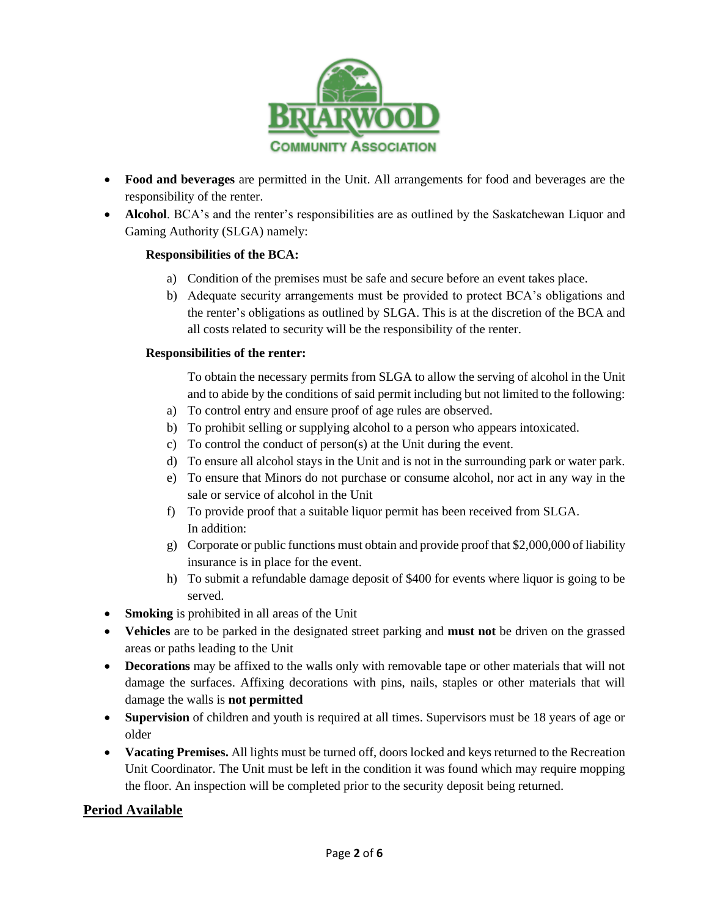- **Food and beverages** are permitted in the Unit. All arrangements for food and beverages are the responsibility of the renter.
- **Alcohol**. BCA's and the renter's responsibilities are as outlined by the Saskatchewan Liquor and Gaming Authority (SLGA) namely:

  **Responsibilities of the BCA:**

  a) Condition of the premises must be safe and secure before an event takes place.
  b) Adequate security arrangements must be provided to protect BCA's obligations and the renter's obligations as outlined by SLGA. This is at the discretion of the BCA and all costs related to security will be the responsibility of the renter.

  **Responsibilities of the renter:**

  To obtain the necessary permits from SLGA to allow the serving of alcohol in the Unit and to abide by the conditions of said permit including but not limited to the following:

  a) To control entry and ensure proof of age rules are observed.
  b) To prohibit selling or supplying alcohol to a person who appears intoxicated.
  c) To control the conduct of person(s) at the Unit during the event.
  d) To ensure all alcohol stays in the Unit and is not in the surrounding park or water park.
  e) To ensure that Minors do not purchase or consume alcohol, nor act in any way in the sale or service of alcohol in the Unit
  f) To provide proof that a suitable liquor permit has been received from SLGA.
     In addition:
  g) Corporate or public functions must obtain and provide proof that $2,000,000 of liability insurance is in place for the event.
  h) To submit a refundable damage deposit of $400 for events where liquor is going to be served.

- **Smoking** is prohibited in all areas of the Unit
- **Vehicles** are to be parked in the designated street parking and **must not** be driven on the grassed areas or paths leading to the Unit
- **Decorations** may be affixed to the walls only with removable tape or other materials that will not damage the surfaces. Affixing decorations with pins, nails, staples or other materials that will damage the walls is **not permitted**
- **Supervision** of children and youth is required at all times. Supervisors must be 18 years of age or older
- **Vacating Premises.** All lights must be turned off, doors locked and keys returned to the Recreation Unit Coordinator. The Unit must be left in the condition it was found which may require mopping the floor. An inspection will be completed prior to the security deposit being returned.

## Period Available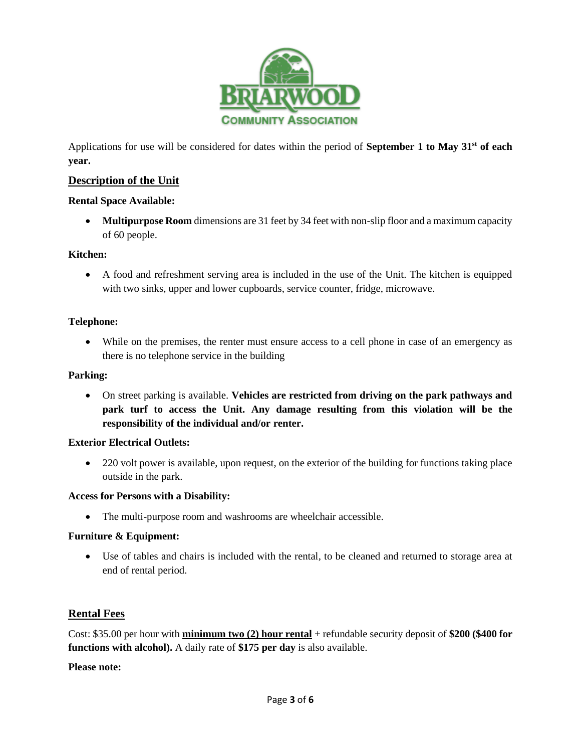Applications for use will be considered for dates within the period of **September 1 to May 31st of each year.**

## Description of the Unit

**Rental Space Available:**

- **Multipurpose Room** dimensions are 31 feet by 34 feet with non-slip floor and a maximum capacity of 60 people.

**Kitchen:**

- A food and refreshment serving area is included in the use of the Unit. The kitchen is equipped with two sinks, upper and lower cupboards, service counter, fridge, microwave.

**Telephone:**

- While on the premises, the renter must ensure access to a cell phone in case of an emergency as there is no telephone service in the building

**Parking:**

- On street parking is available. **Vehicles are restricted from driving on the park pathways and park turf to access the Unit. Any damage resulting from this violation will be the responsibility of the individual and/or renter.**

**Exterior Electrical Outlets:**

- 220 volt power is available, upon request, on the exterior of the building for functions taking place outside in the park.

**Access for Persons with a Disability:**

- The multi-purpose room and washrooms are wheelchair accessible.

**Furniture & Equipment:**

- Use of tables and chairs is included with the rental, to be cleaned and returned to storage area at end of rental period.

## Rental Fees

Cost: $35.00 per hour with **minimum two (2) hour rental** + refundable security deposit of **$200 ($400 for functions with alcohol).** A daily rate of **$175 per day** is also available.

**Please note:**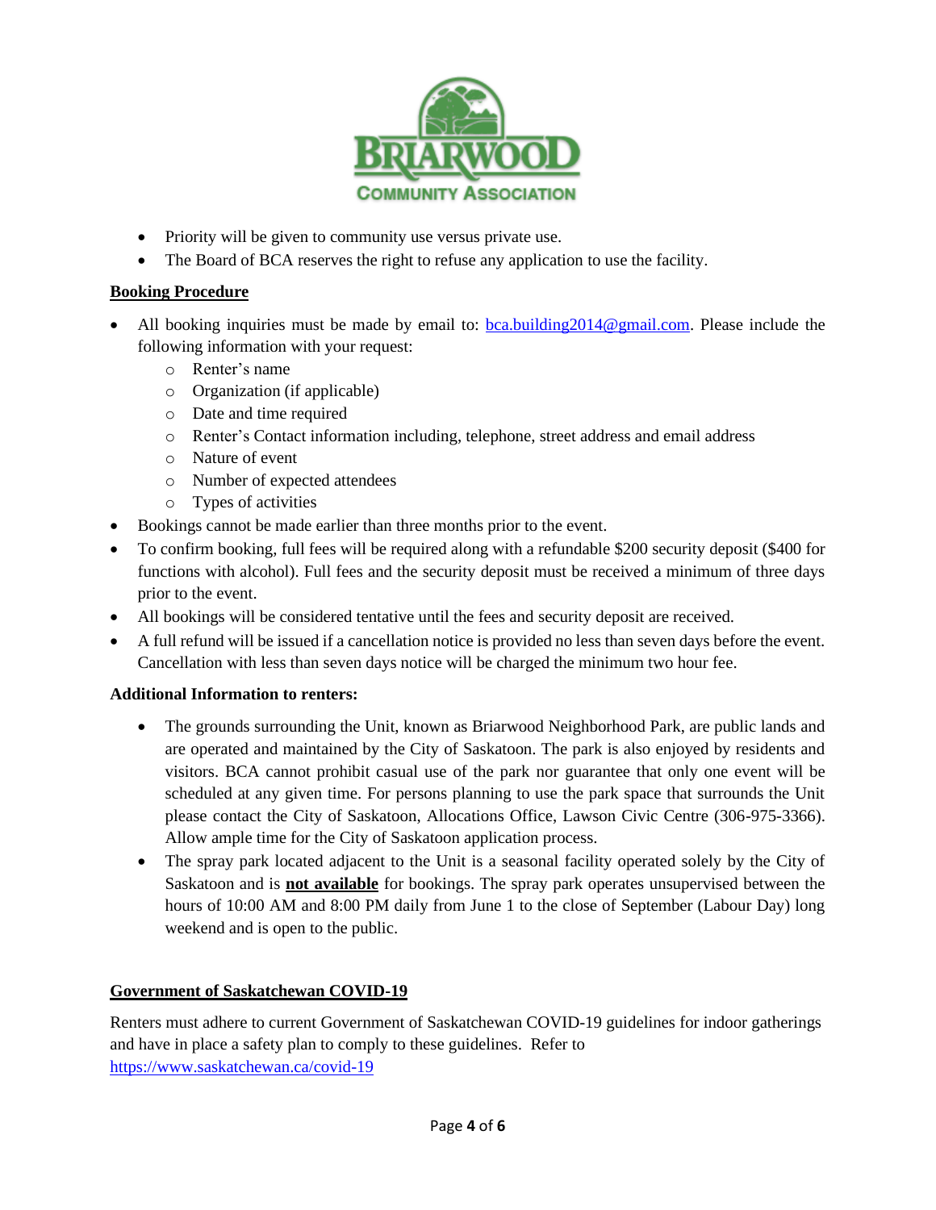- Priority will be given to community use versus private use.
- The Board of BCA reserves the right to refuse any application to use the facility.

**Booking Procedure**

- All booking inquiries must be made by email to: bca.building2014@gmail.com. Please include the following information with your request:
  - Renter's name
  - Organization (if applicable)
  - Date and time required
  - Renter's Contact information including, telephone, street address and email address
  - Nature of event
  - Number of expected attendees
  - Types of activities
- Bookings cannot be made earlier than three months prior to the event.
- To confirm booking, full fees will be required along with a refundable $200 security deposit ($400 for functions with alcohol). Full fees and the security deposit must be received a minimum of three days prior to the event.
- All bookings will be considered tentative until the fees and security deposit are received.
- A full refund will be issued if a cancellation notice is provided no less than seven days before the event. Cancellation with less than seven days notice will be charged the minimum two hour fee.

**Additional Information to renters:**

- The grounds surrounding the Unit, known as Briarwood Neighborhood Park, are public lands and are operated and maintained by the City of Saskatoon. The park is also enjoyed by residents and visitors. BCA cannot prohibit casual use of the park nor guarantee that only one event will be scheduled at any given time. For persons planning to use the park space that surrounds the Unit please contact the City of Saskatoon, Allocations Office, Lawson Civic Centre (306-975-3366). Allow ample time for the City of Saskatoon application process.
- The spray park located adjacent to the Unit is a seasonal facility operated solely by the City of Saskatoon and is **not available** for bookings. The spray park operates unsupervised between the hours of 10:00 AM and 8:00 PM daily from June 1 to the close of September (Labour Day) long weekend and is open to the public.

**Government of Saskatchewan COVID-19**

Renters must adhere to current Government of Saskatchewan COVID-19 guidelines for indoor gatherings and have in place a safety plan to comply to these guidelines. Refer to https://www.saskatchewan.ca/covid-19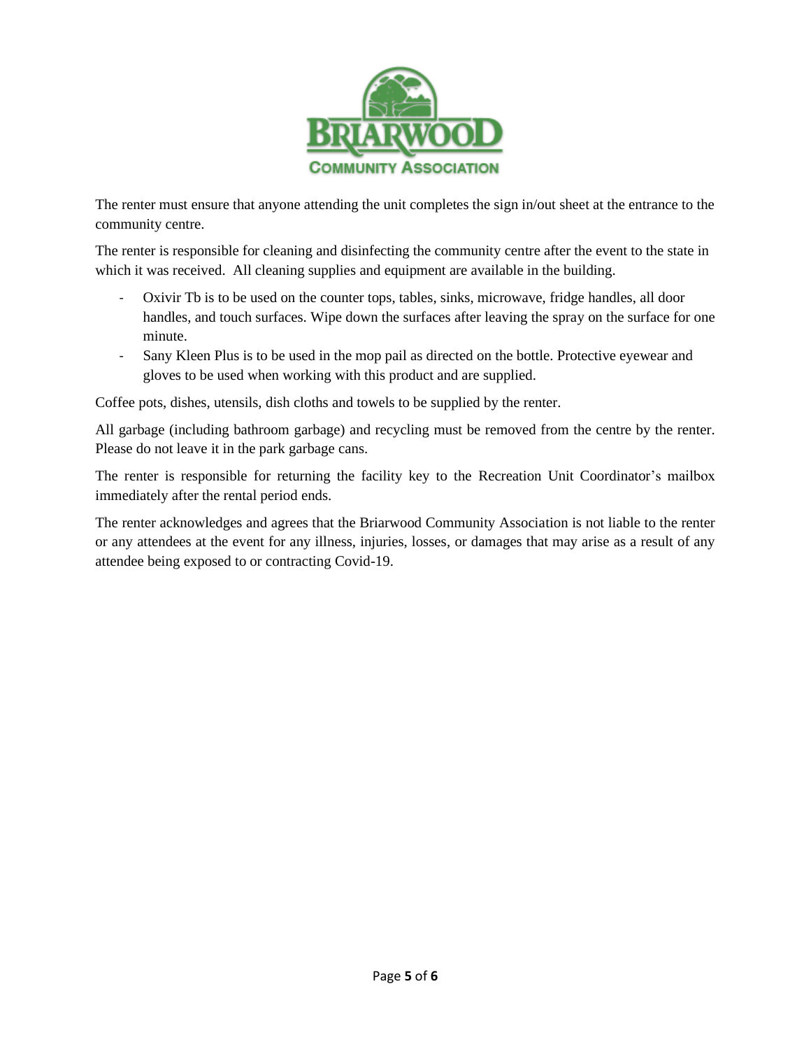The renter must ensure that anyone attending the unit completes the sign in/out sheet at the entrance to the community centre.

The renter is responsible for cleaning and disinfecting the community centre after the event to the state in which it was received. All cleaning supplies and equipment are available in the building.

- Oxivir Tb is to be used on the counter tops, tables, sinks, microwave, fridge handles, all door handles, and touch surfaces. Wipe down the surfaces after leaving the spray on the surface for one minute.
- Sany Kleen Plus is to be used in the mop pail as directed on the bottle. Protective eyewear and gloves to be used when working with this product and are supplied.

Coffee pots, dishes, utensils, dish cloths and towels to be supplied by the renter.

All garbage (including bathroom garbage) and recycling must be removed from the centre by the renter. Please do not leave it in the park garbage cans.

The renter is responsible for returning the facility key to the Recreation Unit Coordinator's mailbox immediately after the rental period ends.

The renter acknowledges and agrees that the Briarwood Community Association is not liable to the renter or any attendees at the event for any illness, injuries, losses, or damages that may arise as a result of any attendee being exposed to or contracting Covid-19.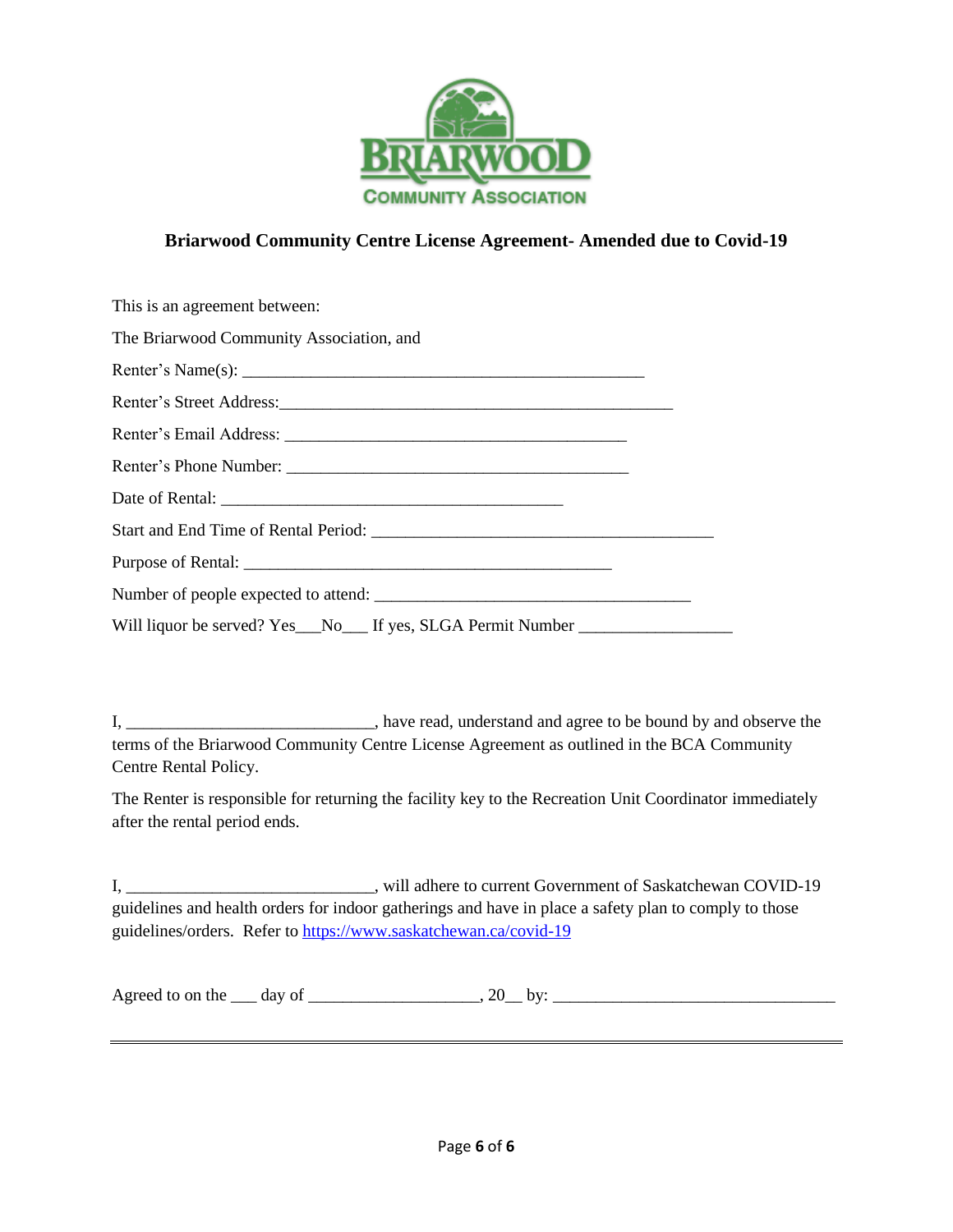BRIARWOOD COMMUNITY ASSOCIATION

## Briarwood Community Centre License Agreement- Amended due to Covid-19

This is an agreement between:

The Briarwood Community Association, and

Renter's Name(s): ________________________________________________

Renter's Street Address:________________________________________________

Renter's Email Address: __________________________________________

Renter's Phone Number: __________________________________________

Date of Rental: __________________________________________

Start and End Time of Rental Period: __________________________________________

Purpose of Rental: ____________________________________________

Number of people expected to attend: ______________________________________

Will liquor be served? Yes___No___ If yes, SLGA Permit Number __________________

I, _____________________________, have read, understand and agree to be bound by and observe the terms of the Briarwood Community Centre License Agreement as outlined in the BCA Community Centre Rental Policy.

The Renter is responsible for returning the facility key to the Recreation Unit Coordinator immediately after the rental period ends.

I, _____________________________, will adhere to current Government of Saskatchewan COVID-19 guidelines and health orders for indoor gatherings and have in place a safety plan to comply to those guidelines/orders. Refer to https://www.saskatchewan.ca/covid-19

Agreed to on the ___ day of ____________________, 20__ by: __________________________________

---